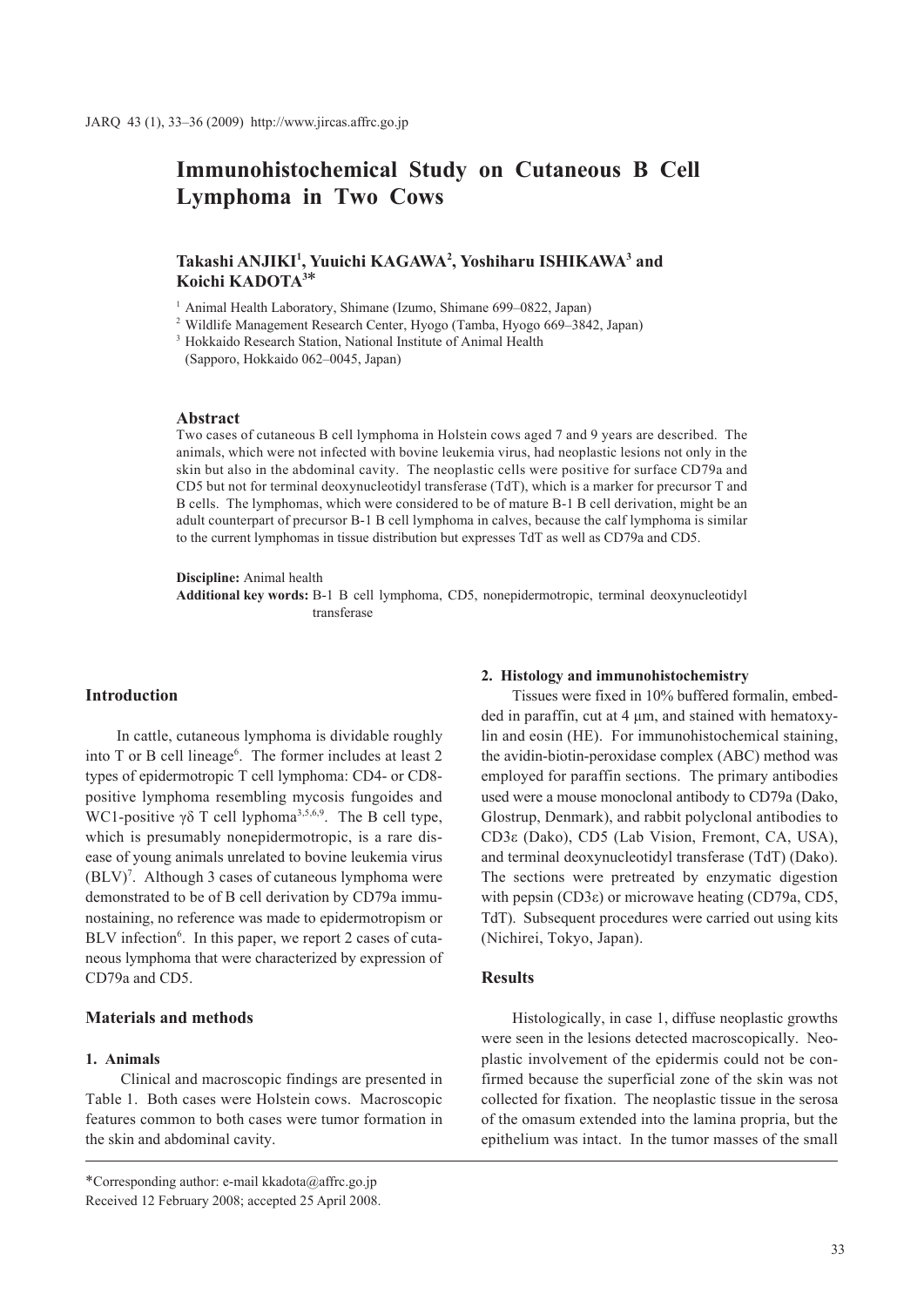# Immunohistochemical Study on Cutaneous B Cell Lymphoma in Two Cows

**Takashi ANJIKI[1], Yuuichi KAGAWA[2], Yoshiharu ISHIKAWA[3] and Koichi KADOTA[3]***

[1] Animal Health Laboratory, Shimane (Izumo, Shimane 699–0822, Japan)

[2] Wildlife Management Research Center, Hyogo (Tamba, Hyogo 669–3842, Japan)

[3] Hokkaido Research Station, National Institute of Animal Health (Sapporo, Hokkaido 062–0045, Japan)

### Abstract

Two cases of cutaneous B cell lymphoma in Holstein cows aged 7 and 9 years are described. The animals, which were not infected with bovine leukemia virus, had neoplastic lesions not only in the skin but also in the abdominal cavity. The neoplastic cells were positive for surface CD79a and CD5 but not for terminal deoxynucleotidyl transferase (TdT), which is a marker for precursor T and B cells. The lymphomas, which were considered to be of mature B-1 B cell derivation, might be an adult counterpart of precursor B-1 B cell lymphoma in calves, because the calf lymphoma is similar to the current lymphomas in tissue distribution but expresses TdT as well as CD79a and CD5.

**Discipline:** Animal health

**Additional key words:** B-1 B cell lymphoma, CD5, nonepidermotropic, terminal deoxynucleotidyl transferase

## Introduction

In cattle, cutaneous lymphoma is dividable roughly into T or B cell lineage[6]. The former includes at least 2 types of epidermotropic T cell lymphoma: CD4- or CD8-positive lymphoma resembling mycosis fungoides and WC1-positive γδ T cell lyphoma[3,5,6,9]. The B cell type, which is presumably nonepidermotropic, is a rare disease of young animals unrelated to bovine leukemia virus (BLV)[7]. Although 3 cases of cutaneous lymphoma were demonstrated to be of B cell derivation by CD79a immunostaining, no reference was made to epidermotropism or BLV infection[6]. In this paper, we report 2 cases of cutaneous lymphoma that were characterized by expression of CD79a and CD5.

## Materials and methods

### 1. Animals

Clinical and macroscopic findings are presented in Table 1. Both cases were Holstein cows. Macroscopic features common to both cases were tumor formation in the skin and abdominal cavity.

### 2. Histology and immunohistochemistry

Tissues were fixed in 10% buffered formalin, embedded in paraffin, cut at 4 µm, and stained with hematoxylin and eosin (HE). For immunohistochemical staining, the avidin-biotin-peroxidase complex (ABC) method was employed for paraffin sections. The primary antibodies used were a mouse monoclonal antibody to CD79a (Dako, Glostrup, Denmark), and rabbit polyclonal antibodies to CD3ε (Dako), CD5 (Lab Vision, Fremont, CA, USA), and terminal deoxynucleotidyl transferase (TdT) (Dako). The sections were pretreated by enzymatic digestion with pepsin (CD3ε) or microwave heating (CD79a, CD5, TdT). Subsequent procedures were carried out using kits (Nichirei, Tokyo, Japan).

## Results

Histologically, in case 1, diffuse neoplastic growths were seen in the lesions detected macroscopically. Neoplastic involvement of the epidermis could not be confirmed because the superficial zone of the skin was not collected for fixation. The neoplastic tissue in the serosa of the omasum extended into the lamina propria, but the epithelium was intact. In the tumor masses of the small

*Corresponding author: e-mail kkadota@affrc.go.jp

Received 12 February 2008; accepted 25 April 2008.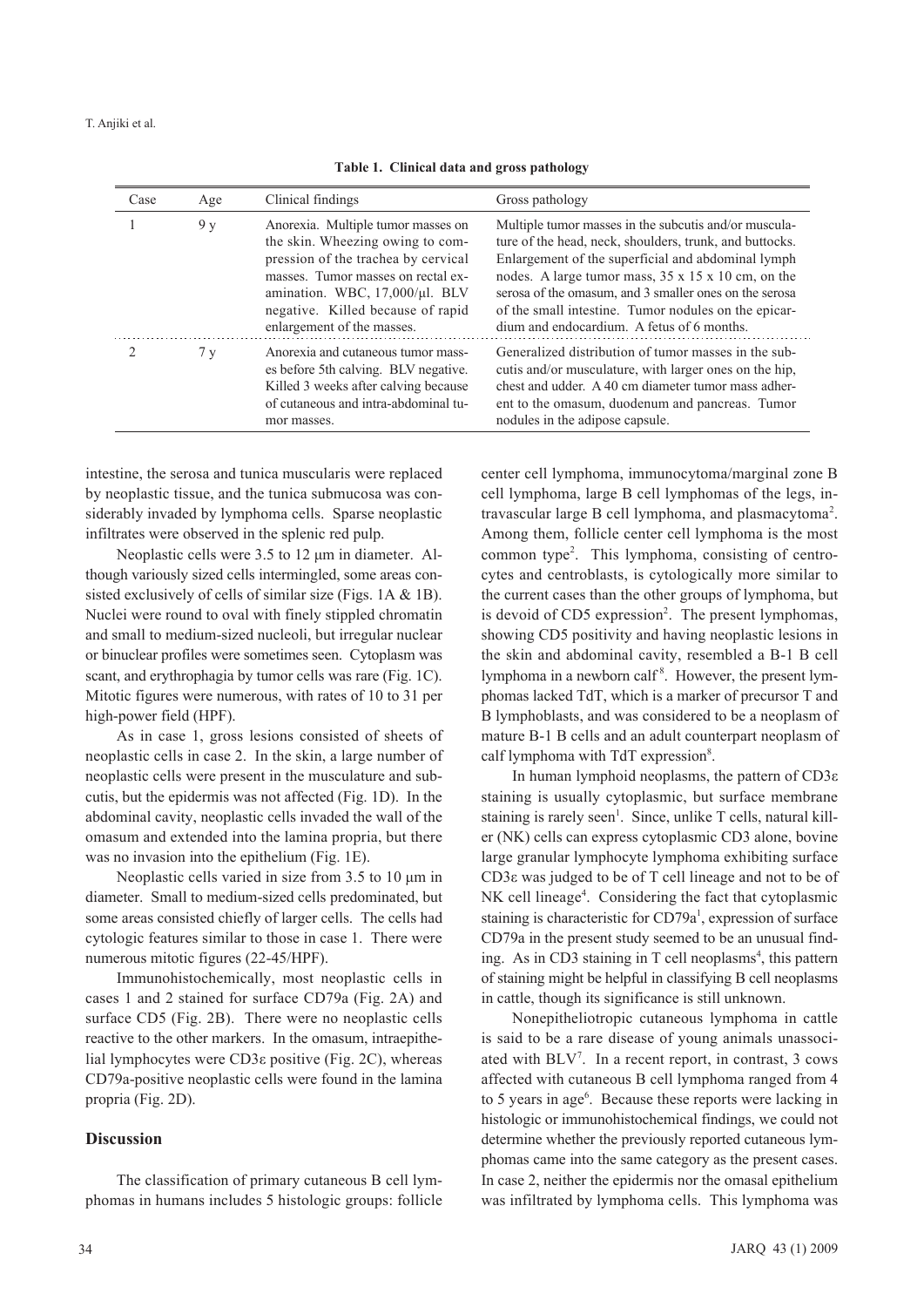**Table 1. Clinical data and gross pathology**

| Case | Age | Clinical findings | Gross pathology |
|---|---|---|---|
| 1 | 9 y | Anorexia. Multiple tumor masses on the skin. Wheezing owing to compression of the trachea by cervical masses. Tumor masses on rectal examination. WBC, 17,000/μl. BLV negative. Killed because of rapid enlargement of the masses. | Multiple tumor masses in the subcutis and/or musculature of the head, neck, shoulders, trunk, and buttocks. Enlargement of the superficial and abdominal lymph nodes. A large tumor mass, 35 x 15 x 10 cm, on the serosa of the omasum, and 3 smaller ones on the serosa of the small intestine. Tumor nodules on the epicardium and endocardium. A fetus of 6 months. |
| 2 | 7 y | Anorexia and cutaneous tumor masses before 5th calving. BLV negative. Killed 3 weeks after calving because of cutaneous and intra-abdominal tumor masses. | Generalized distribution of tumor masses in the subcutis and/or musculature, with larger ones on the hip, chest and udder. A 40 cm diameter tumor mass adherent to the omasum, duodenum and pancreas. Tumor nodules in the adipose capsule. |

intestine, the serosa and tunica muscularis were replaced by neoplastic tissue, and the tunica submucosa was considerably invaded by lymphoma cells. Sparse neoplastic infiltrates were observed in the splenic red pulp.

Neoplastic cells were 3.5 to 12 μm in diameter. Although variously sized cells intermingled, some areas consisted exclusively of cells of similar size (Figs. 1A & 1B). Nuclei were round to oval with finely stippled chromatin and small to medium-sized nucleoli, but irregular nuclear or binuclear profiles were sometimes seen. Cytoplasm was scant, and erythrophagia by tumor cells was rare (Fig. 1C). Mitotic figures were numerous, with rates of 10 to 31 per high-power field (HPF).

As in case 1, gross lesions consisted of sheets of neoplastic cells in case 2. In the skin, a large number of neoplastic cells were present in the musculature and subcutis, but the epidermis was not affected (Fig. 1D). In the abdominal cavity, neoplastic cells invaded the wall of the omasum and extended into the lamina propria, but there was no invasion into the epithelium (Fig. 1E).

Neoplastic cells varied in size from 3.5 to 10 μm in diameter. Small to medium-sized cells predominated, but some areas consisted chiefly of larger cells. The cells had cytologic features similar to those in case 1. There were numerous mitotic figures (22-45/HPF).

Immunohistochemically, most neoplastic cells in cases 1 and 2 stained for surface CD79a (Fig. 2A) and surface CD5 (Fig. 2B). There were no neoplastic cells reactive to the other markers. In the omasum, intraepithelial lymphocytes were CD3ε positive (Fig. 2C), whereas CD79a-positive neoplastic cells were found in the lamina propria (Fig. 2D).

## Discussion

The classification of primary cutaneous B cell lymphomas in humans includes 5 histologic groups: follicle center cell lymphoma, immunocytoma/marginal zone B cell lymphoma, large B cell lymphomas of the legs, intravascular large B cell lymphoma, and plasmacytoma[2]. Among them, follicle center cell lymphoma is the most common type[2]. This lymphoma, consisting of centrocytes and centroblasts, is cytologically more similar to the current cases than the other groups of lymphoma, but is devoid of CD5 expression[2]. The present lymphomas, showing CD5 positivity and having neoplastic lesions in the skin and abdominal cavity, resembled a B-1 B cell lymphoma in a newborn calf[8]. However, the present lymphomas lacked TdT, which is a marker of precursor T and B lymphoblasts, and was considered to be a neoplasm of mature B-1 B cells and an adult counterpart neoplasm of calf lymphoma with TdT expression[8].

In human lymphoid neoplasms, the pattern of CD3ε staining is usually cytoplasmic, but surface membrane staining is rarely seen[1]. Since, unlike T cells, natural killer (NK) cells can express cytoplasmic CD3 alone, bovine large granular lymphocyte lymphoma exhibiting surface CD3ε was judged to be of T cell lineage and not to be of NK cell lineage[4]. Considering the fact that cytoplasmic staining is characteristic for CD79a[1], expression of surface CD79a in the present study seemed to be an unusual finding. As in CD3 staining in T cell neoplasms[4], this pattern of staining might be helpful in classifying B cell neoplasms in cattle, though its significance is still unknown.

Nonepitheliotropic cutaneous lymphoma in cattle is said to be a rare disease of young animals unassociated with BLV[7]. In a recent report, in contrast, 3 cows affected with cutaneous B cell lymphoma ranged from 4 to 5 years in age[6]. Because these reports were lacking in histologic or immunohistochemical findings, we could not determine whether the previously reported cutaneous lymphomas came into the same category as the present cases. In case 2, neither the epidermis nor the omasal epithelium was infiltrated by lymphoma cells. This lymphoma was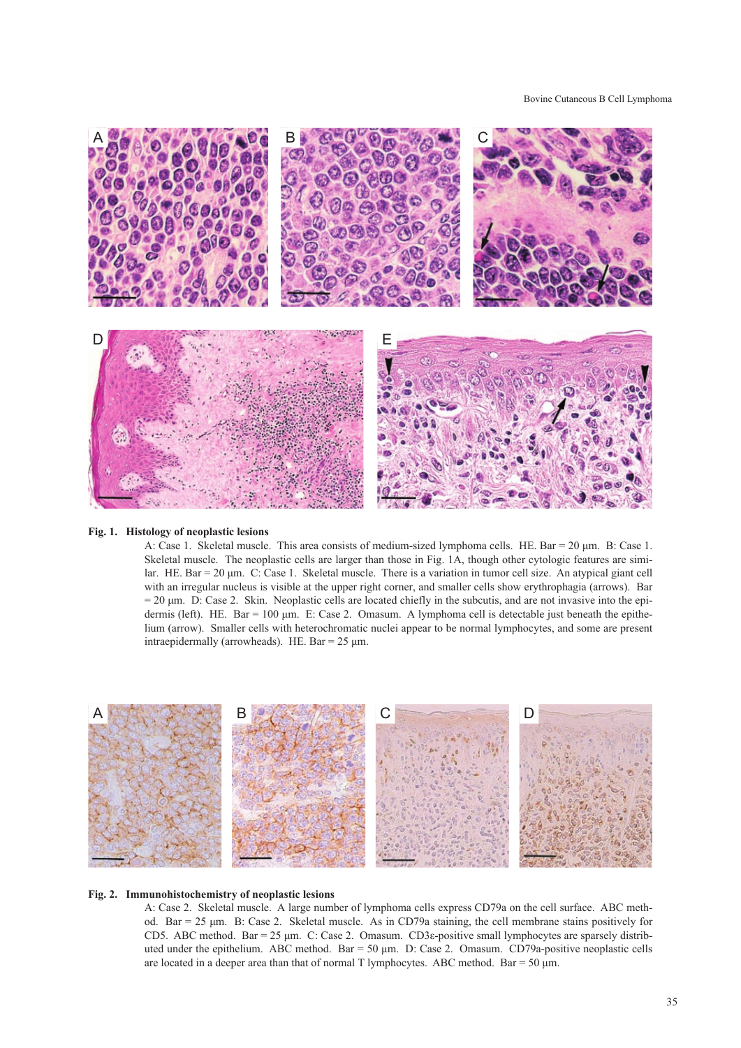**Fig. 1. Histology of neoplastic lesions**

A: Case 1. Skeletal muscle. This area consists of medium-sized lymphoma cells. HE. Bar = 20 µm. B: Case 1. Skeletal muscle. The neoplastic cells are larger than those in Fig. 1A, though other cytologic features are similar. HE. Bar = 20 µm. C: Case 1. Skeletal muscle. There is a variation in tumor cell size. An atypical giant cell with an irregular nucleus is visible at the upper right corner, and smaller cells show erythrophagia (arrows). Bar = 20 µm. D: Case 2. Skin. Neoplastic cells are located chiefly in the subcutis, and are not invasive into the epidermis (left). HE. Bar = 100 µm. E: Case 2. Omasum. A lymphoma cell is detectable just beneath the epithelium (arrow). Smaller cells with heterochromatic nuclei appear to be normal lymphocytes, and some are present intraepidermally (arrowheads). HE. Bar = 25 µm.

**Fig. 2. Immunohistochemistry of neoplastic lesions**

A: Case 2. Skeletal muscle. A large number of lymphoma cells express CD79a on the cell surface. ABC method. Bar = 25 µm. B: Case 2. Skeletal muscle. As in CD79a staining, the cell membrane stains positively for CD5. ABC method. Bar = 25 µm. C: Case 2. Omasum. CD3ε-positive small lymphocytes are sparsely distributed under the epithelium. ABC method. Bar = 50 µm. D: Case 2. Omasum. CD79a-positive neoplastic cells are located in a deeper area than that of normal T lymphocytes. ABC method. Bar = 50 µm.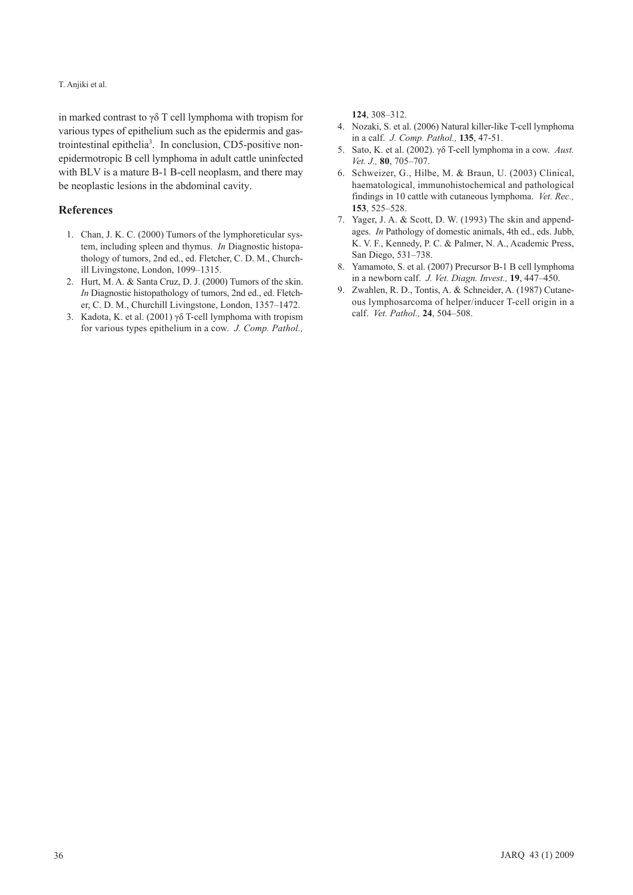in marked contrast to γδ T cell lymphoma with tropism for various types of epithelium such as the epidermis and gastrointestinal epithelia[3]. In conclusion, CD5-positive non-epidermotropic B cell lymphoma in adult cattle uninfected with BLV is a mature B-1 B-cell neoplasm, and there may be neoplastic lesions in the abdominal cavity.

## References

1. Chan, J. K. C. (2000) Tumors of the lymphoreticular system, including spleen and thymus. *In* Diagnostic histopathology of tumors, 2nd ed., ed. Fletcher, C. D. M., Churchill Livingstone, London, 1099–1315.
2. Hurt, M. A. & Santa Cruz, D. J. (2000) Tumors of the skin. *In* Diagnostic histopathology of tumors, 2nd ed., ed. Fletcher, C. D. M., Churchill Livingstone, London, 1357–1472.
3. Kadota, K. et al. (2001) γδ T-cell lymphoma with tropism for various types epithelium in a cow. *J. Comp. Pathol.,* **124**, 308–312.
4. Nozaki, S. et al. (2006) Natural killer-like T-cell lymphoma in a calf. *J. Comp. Pathol.,* **135**, 47-51.
5. Sato, K. et al. (2002). γδ T-cell lymphoma in a cow. *Aust. Vet. J.,* **80**, 705–707.
6. Schweizer, G., Hilbe, M. & Braun, U. (2003) Clinical, haematological, immunohistochemical and pathological findings in 10 cattle with cutaneous lymphoma. *Vet. Rec.,* **153**, 525–528.
7. Yager, J. A. & Scott, D. W. (1993) The skin and appendages. *In* Pathology of domestic animals, 4th ed., eds. Jubb, K. V. F., Kennedy, P. C. & Palmer, N. A., Academic Press, San Diego, 531–738.
8. Yamamoto, S. et al. (2007) Precursor B-1 B cell lymphoma in a newborn calf. *J. Vet. Diagn. Invest.,* **19**, 447–450.
9. Zwahlen, R. D., Tontis, A. & Schneider, A. (1987) Cutaneous lymphosarcoma of helper/inducer T-cell origin in a calf. *Vet. Pathol.,* **24**, 504–508.